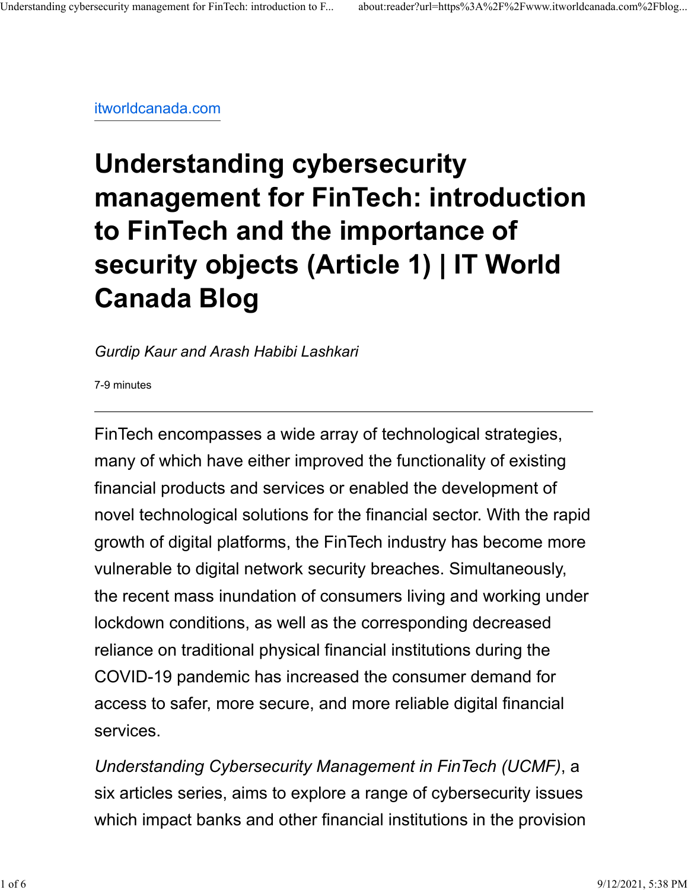itworldcanada.com

# Understanding cybersecurity management for FinTech: introduction to FinTech and the importance of security objects (Article 1) | IT World Canada Blog

*Gurdip Kaur and Arash Habibi Lashkari*

7-9 minutes

---

FinTech encompasses a wide array of technological strategies, many of which have either improved the functionality of existing financial products and services or enabled the development of novel technological solutions for the financial sector. With the rapid growth of digital platforms, the FinTech industry has become more vulnerable to digital network security breaches. Simultaneously, the recent mass inundation of consumers living and working under lockdown conditions, as well as the corresponding decreased reliance on traditional physical financial institutions during the COVID-19 pandemic has increased the consumer demand for access to safer, more secure, and more reliable digital financial services.

*Understanding Cybersecurity Management in FinTech (UCMF)*, a six articles series, aims to explore a range of cybersecurity issues which impact banks and other financial institutions in the provision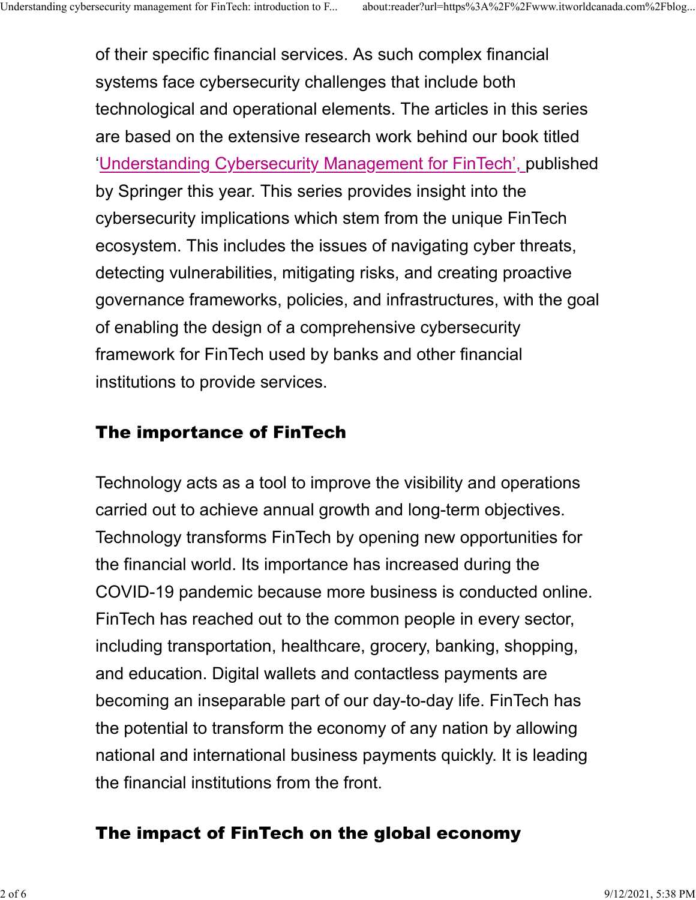of their specific financial services. As such complex financial systems face cybersecurity challenges that include both technological and operational elements. The articles in this series are based on the extensive research work behind our book titled '[Understanding Cybersecurity Management for FinTech'](), published by Springer this year. This series provides insight into the cybersecurity implications which stem from the unique FinTech ecosystem. This includes the issues of navigating cyber threats, detecting vulnerabilities, mitigating risks, and creating proactive governance frameworks, policies, and infrastructures, with the goal of enabling the design of a comprehensive cybersecurity framework for FinTech used by banks and other financial institutions to provide services.

## The importance of FinTech

Technology acts as a tool to improve the visibility and operations carried out to achieve annual growth and long-term objectives. Technology transforms FinTech by opening new opportunities for the financial world. Its importance has increased during the COVID-19 pandemic because more business is conducted online. FinTech has reached out to the common people in every sector, including transportation, healthcare, grocery, banking, shopping, and education. Digital wallets and contactless payments are becoming an inseparable part of our day-to-day life. FinTech has the potential to transform the economy of any nation by allowing national and international business payments quickly. It is leading the financial institutions from the front.

## The impact of FinTech on the global economy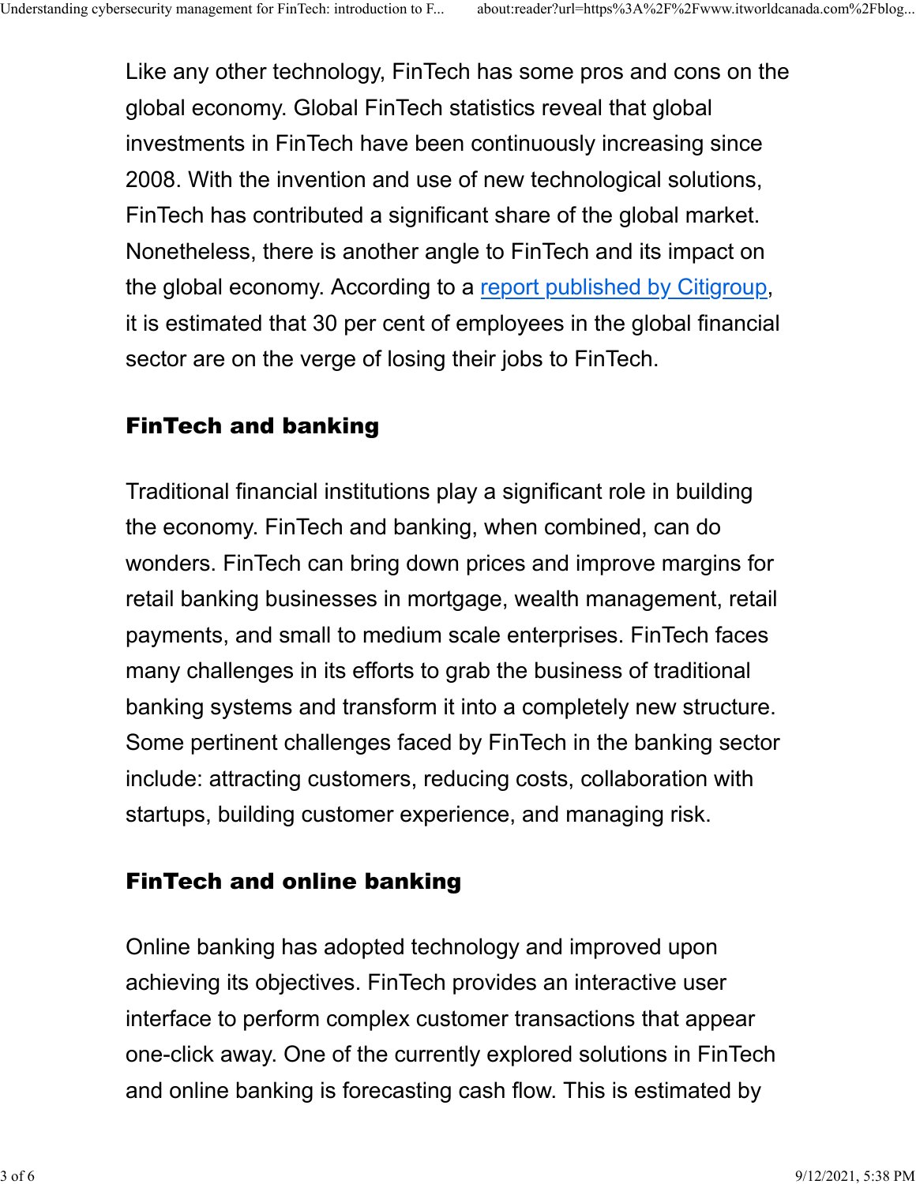Like any other technology, FinTech has some pros and cons on the global economy. Global FinTech statistics reveal that global investments in FinTech have been continuously increasing since 2008. With the invention and use of new technological solutions, FinTech has contributed a significant share of the global market. Nonetheless, there is another angle to FinTech and its impact on the global economy. According to a report published by Citigroup, it is estimated that 30 per cent of employees in the global financial sector are on the verge of losing their jobs to FinTech.

### FinTech and banking

Traditional financial institutions play a significant role in building the economy. FinTech and banking, when combined, can do wonders. FinTech can bring down prices and improve margins for retail banking businesses in mortgage, wealth management, retail payments, and small to medium scale enterprises. FinTech faces many challenges in its efforts to grab the business of traditional banking systems and transform it into a completely new structure. Some pertinent challenges faced by FinTech in the banking sector include: attracting customers, reducing costs, collaboration with startups, building customer experience, and managing risk.

### FinTech and online banking

Online banking has adopted technology and improved upon achieving its objectives. FinTech provides an interactive user interface to perform complex customer transactions that appear one-click away. One of the currently explored solutions in FinTech and online banking is forecasting cash flow. This is estimated by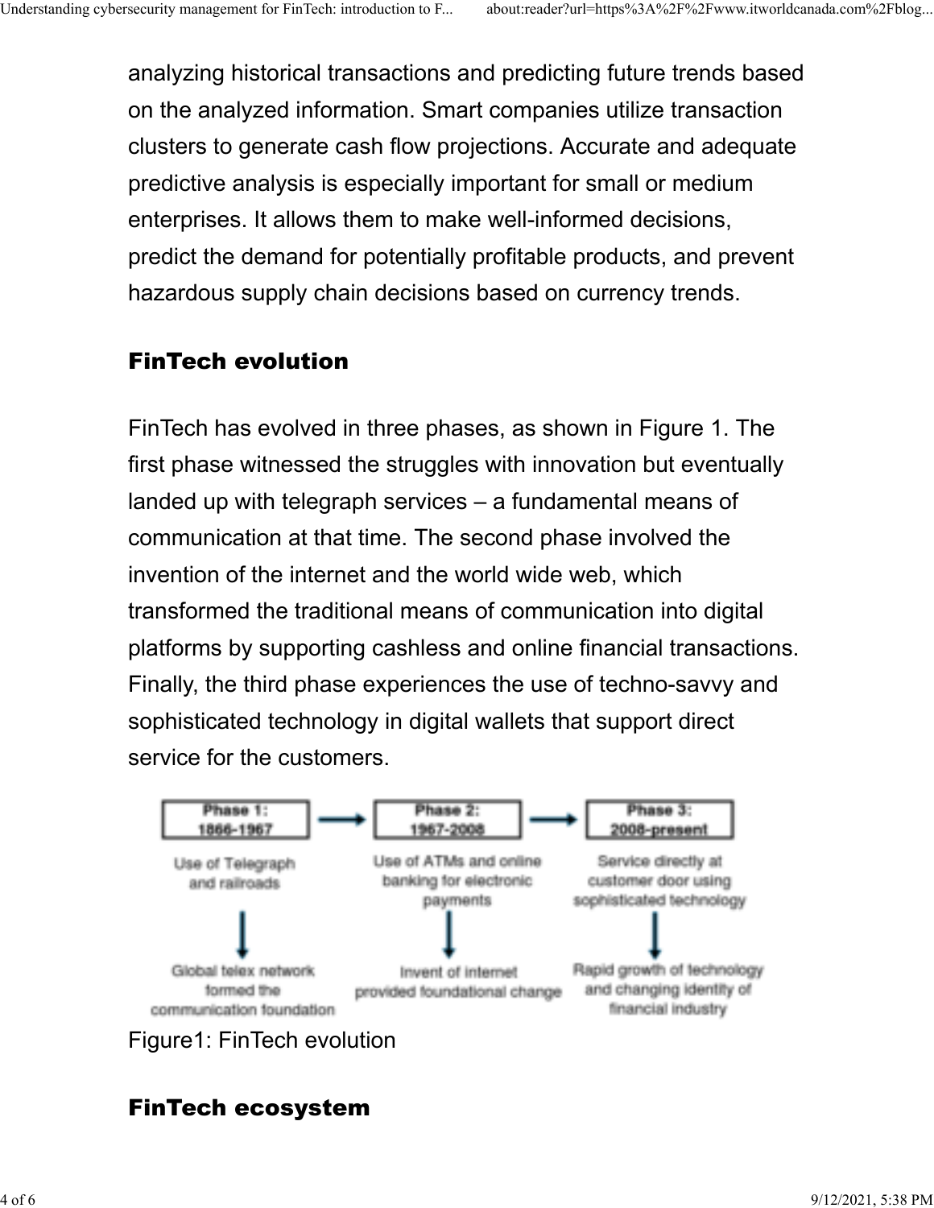analyzing historical transactions and predicting future trends based on the analyzed information. Smart companies utilize transaction clusters to generate cash flow projections. Accurate and adequate predictive analysis is especially important for small or medium enterprises. It allows them to make well-informed decisions, predict the demand for potentially profitable products, and prevent hazardous supply chain decisions based on currency trends.

## FinTech evolution

FinTech has evolved in three phases, as shown in Figure 1. The first phase witnessed the struggles with innovation but eventually landed up with telegraph services – a fundamental means of communication at that time. The second phase involved the invention of the internet and the world wide web, which transformed the traditional means of communication into digital platforms by supporting cashless and online financial transactions. Finally, the third phase experiences the use of techno-savvy and sophisticated technology in digital wallets that support direct service for the customers.

| Phase 1: 1866-1967 | Phase 2: 1967-2008 | Phase 3: 2008-present |
| --- | --- | --- |
| Use of Telegraph and railroads | Use of ATMs and online banking for electronic payments | Service directly at customer door using sophisticated technology |
| Global telex network formed the communication foundation | Invent of internet provided foundational change | Rapid growth of technology and changing identity of financial industry |

Figure1: FinTech evolution

## FinTech ecosystem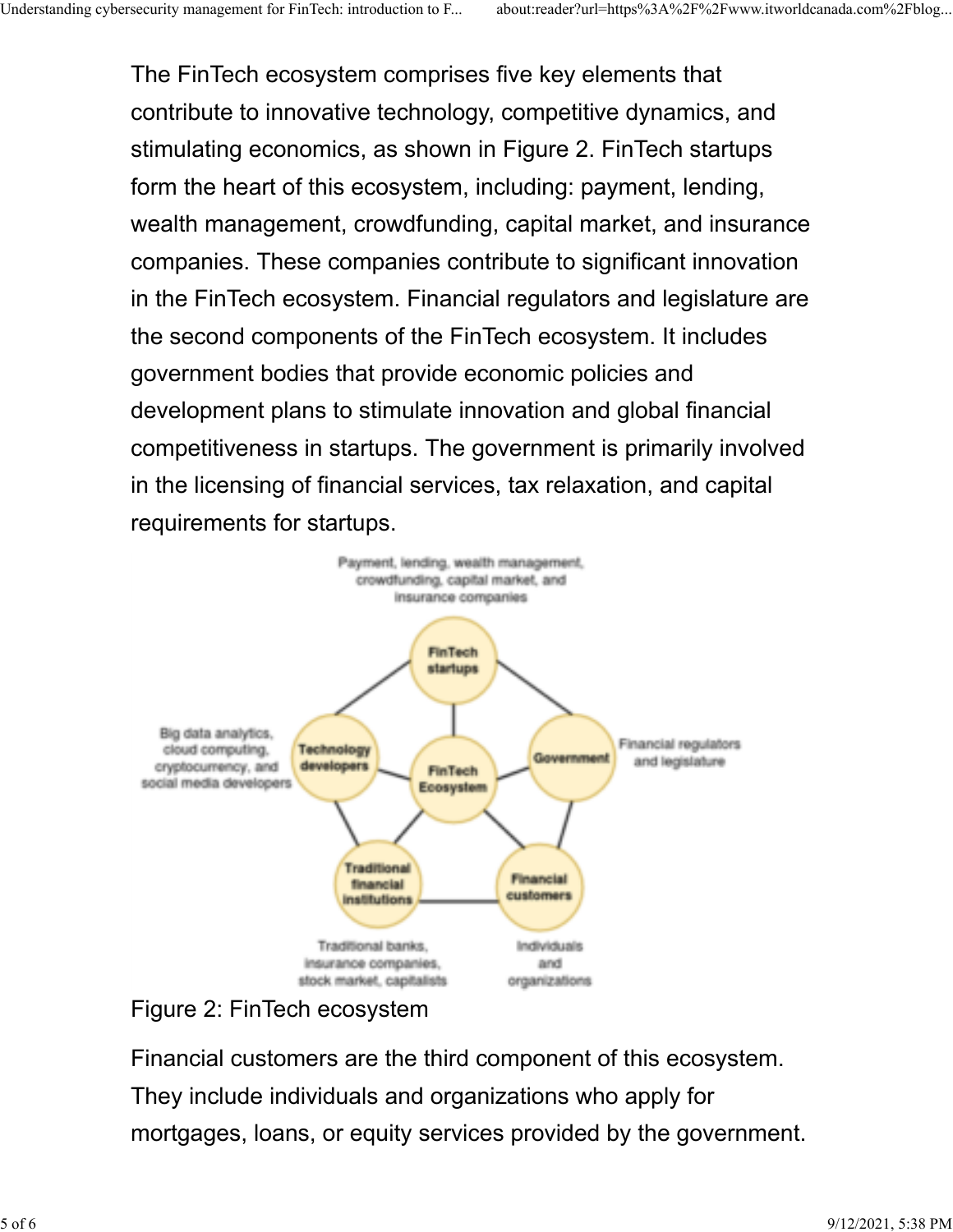The FinTech ecosystem comprises five key elements that contribute to innovative technology, competitive dynamics, and stimulating economics, as shown in Figure 2. FinTech startups form the heart of this ecosystem, including: payment, lending, wealth management, crowdfunding, capital market, and insurance companies. These companies contribute to significant innovation in the FinTech ecosystem. Financial regulators and legislature are the second components of the FinTech ecosystem. It includes government bodies that provide economic policies and development plans to stimulate innovation and global financial competitiveness in startups. The government is primarily involved in the licensing of financial services, tax relaxation, and capital requirements for startups.

Figure 2: FinTech ecosystem

Financial customers are the third component of this ecosystem. They include individuals and organizations who apply for mortgages, loans, or equity services provided by the government.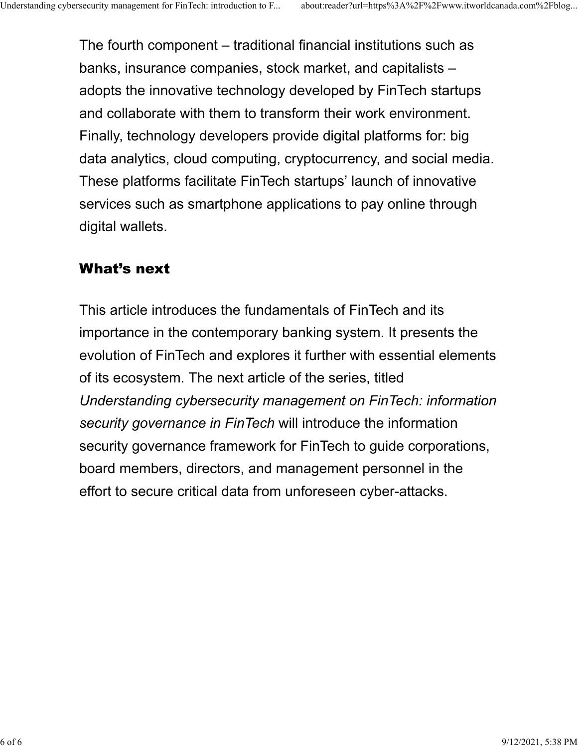The fourth component – traditional financial institutions such as banks, insurance companies, stock market, and capitalists – adopts the innovative technology developed by FinTech startups and collaborate with them to transform their work environment. Finally, technology developers provide digital platforms for: big data analytics, cloud computing, cryptocurrency, and social media. These platforms facilitate FinTech startups' launch of innovative services such as smartphone applications to pay online through digital wallets.

## What's next

This article introduces the fundamentals of FinTech and its importance in the contemporary banking system. It presents the evolution of FinTech and explores it further with essential elements of its ecosystem. The next article of the series, titled *Understanding cybersecurity management on FinTech: information security governance in FinTech* will introduce the information security governance framework for FinTech to guide corporations, board members, directors, and management personnel in the effort to secure critical data from unforeseen cyber-attacks.